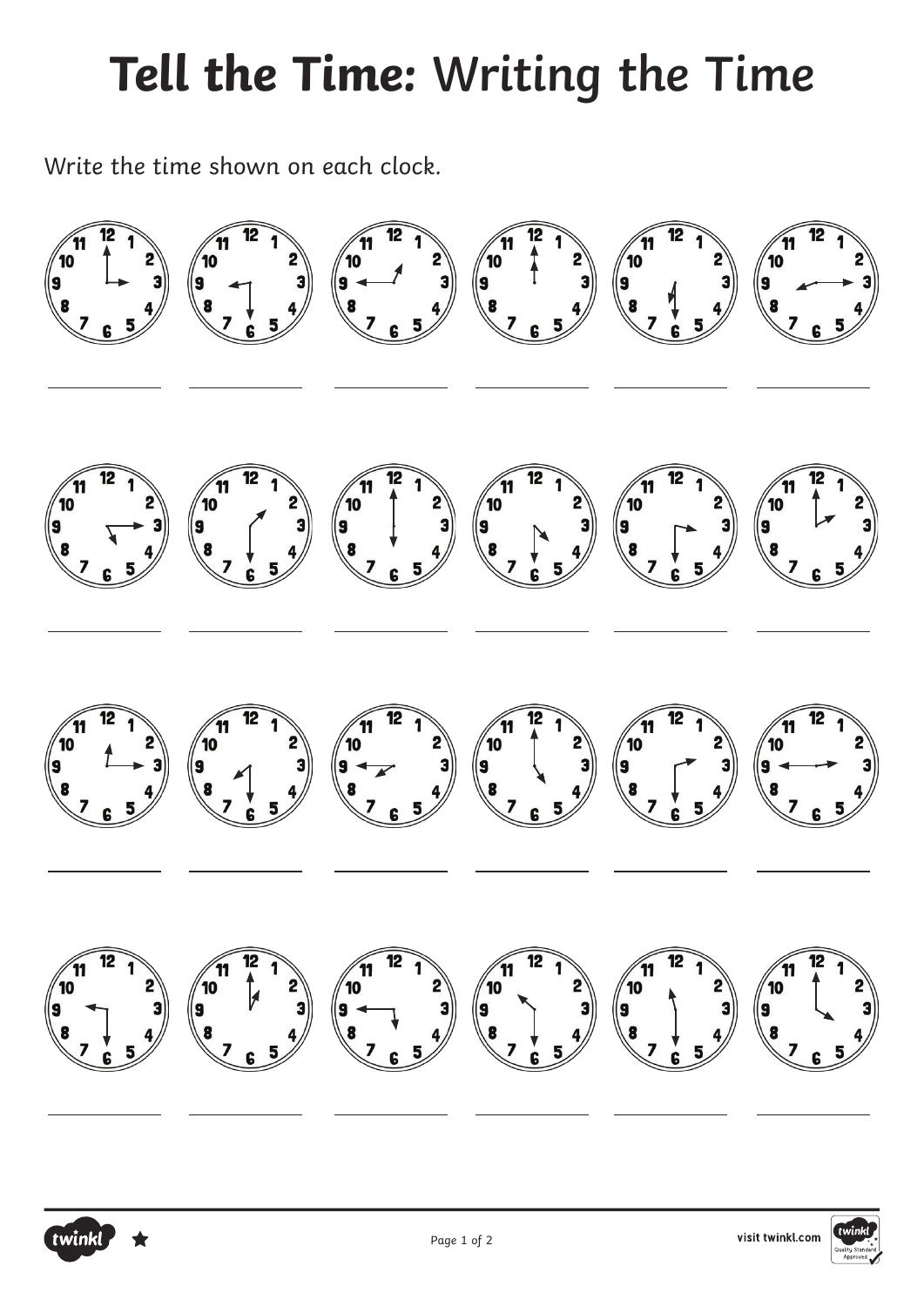# Tell the Time: Writing the Time

Write the time shown on each clock.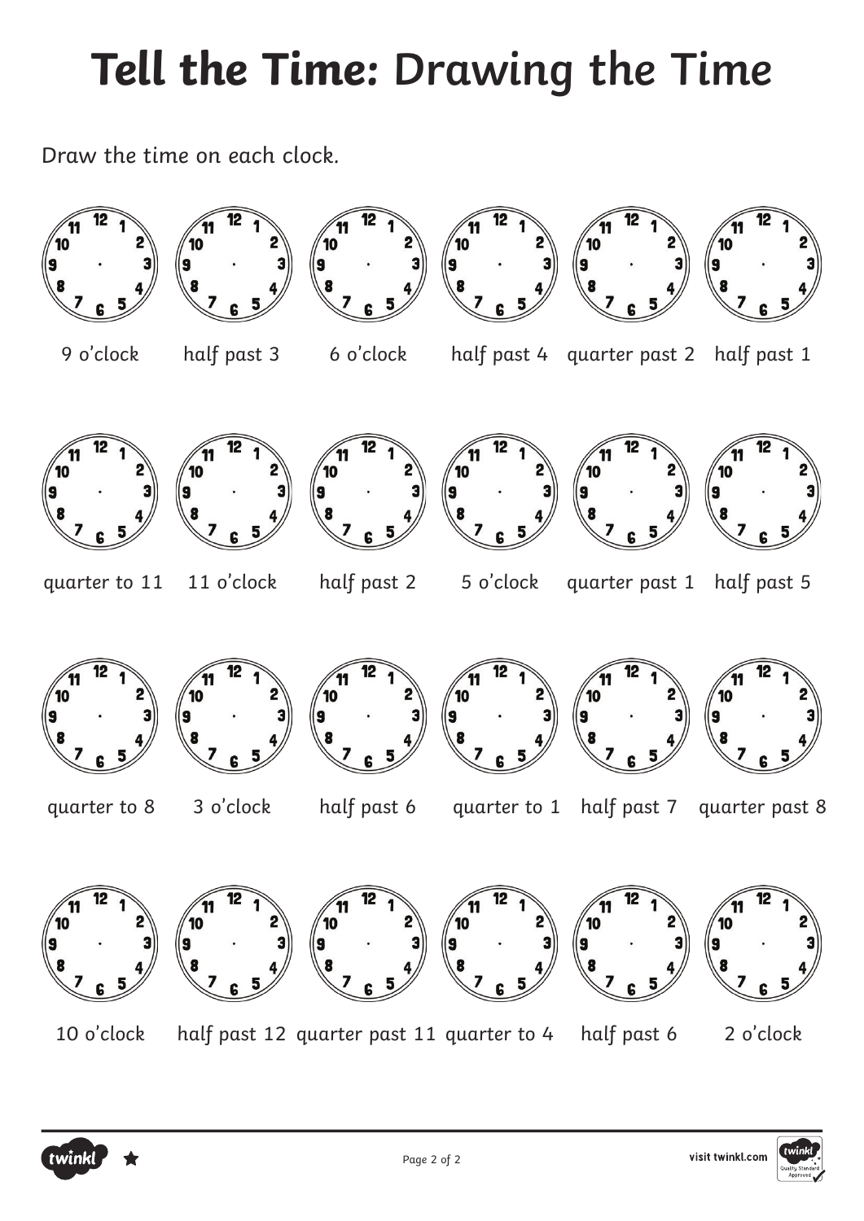# Tell the Time: Drawing the Time

Draw the time on each clock.

| | | | | | |
|---|---|---|---|---|---|
| 9 o'clock | half past 3 | 6 o'clock | half past 4 | quarter past 2 | half past 1 |
| quarter to 11 | 11 o'clock | half past 2 | 5 o'clock | quarter past 1 | half past 5 |
| quarter to 8 | 3 o'clock | half past 6 | quarter to 1 | half past 7 | quarter past 8 |
| 10 o'clock | half past 12 | quarter past 11 | quarter to 4 | half past 6 | 2 o'clock |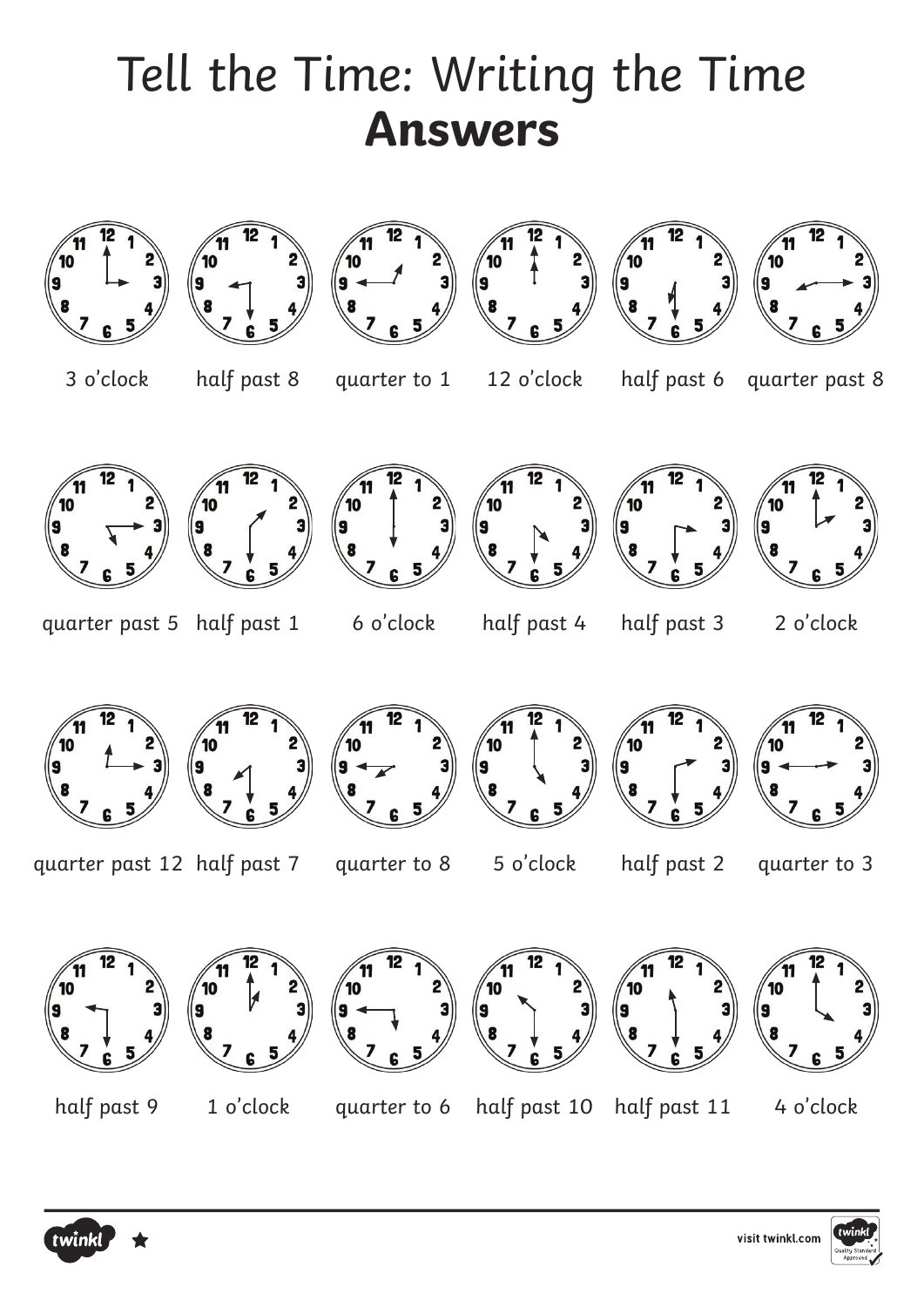# Tell the Time: Writing the Time **Answers**

| | | | | | |
|---|---|---|---|---|---|
| 3 o'clock | half past 8 | quarter to 1 | 12 o'clock | half past 6 | quarter past 8 |
| quarter past 5 | half past 1 | 6 o'clock | half past 4 | half past 3 | 2 o'clock |
| quarter past 12 | half past 7 | quarter to 8 | 5 o'clock | half past 2 | quarter to 3 |
| half past 9 | 1 o'clock | quarter to 6 | half past 10 | half past 11 | 4 o'clock |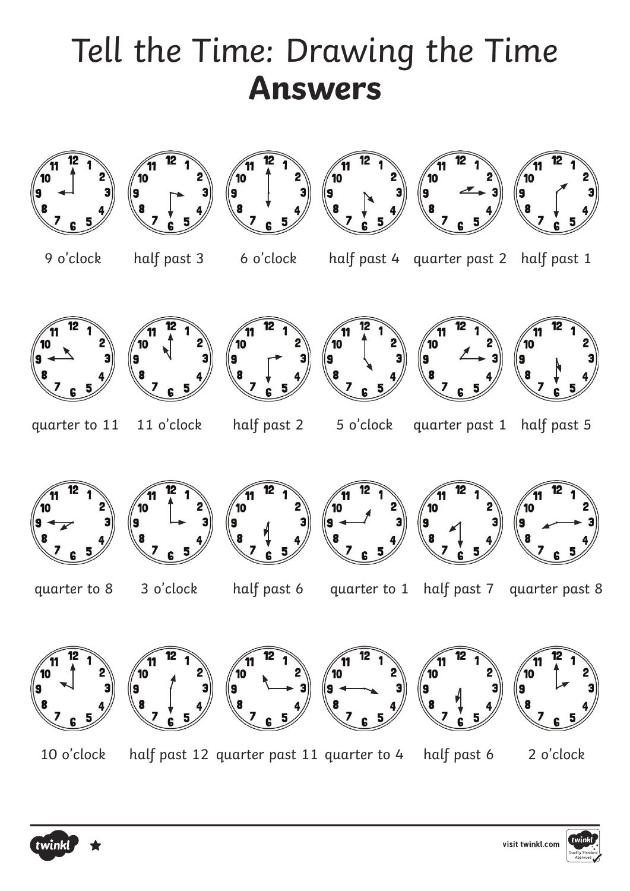# Tell the Time: Drawing the Time **Answers**

9 o'clock

half past 3

6 o'clock

half past 4

quarter past 2

half past 1

quarter to 11

11 o'clock

half past 2

5 o'clock

quarter past 1

half past 5

quarter to 8

3 o'clock

half past 6

quarter to 1

half past 7

quarter past 8

10 o'clock

half past 12

quarter past 11

quarter to 4

half past 6

2 o'clock